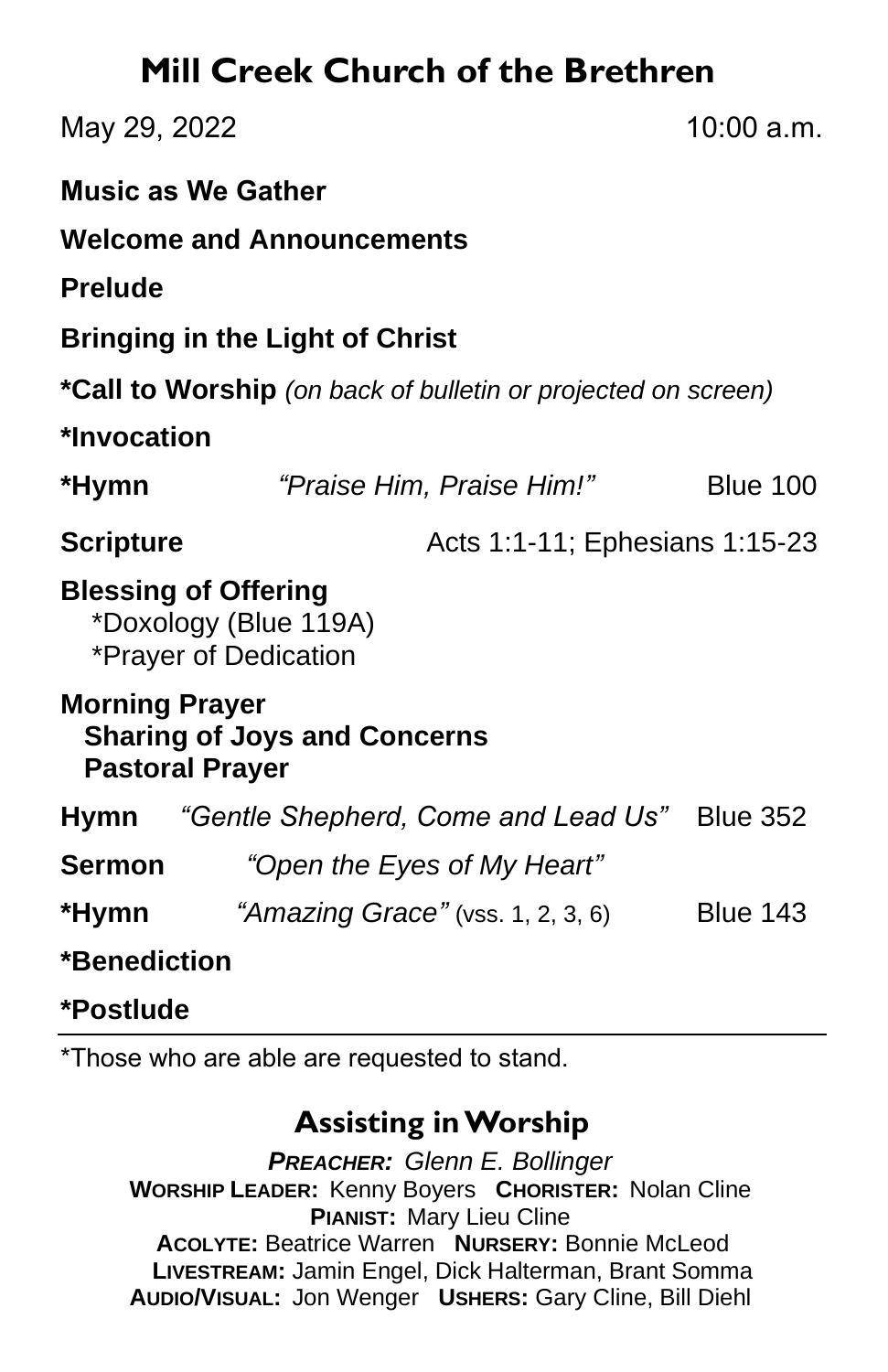# Mill Creek Church of the Brethren

May 29, 2022 10:00 a.m.

**Music as We Gather**

**Welcome and Announcements**

**Prelude**

**Bringing in the Light of Christ**

***Call to Worship** *(on back of bulletin or projected on screen)*

***Invocation**

***Hymn** *"Praise Him, Praise Him!"* Blue 100

**Scripture** Acts 1:1-11; Ephesians 1:15-23

**Blessing of Offering**
*Doxology (Blue 119A)
*Prayer of Dedication

**Morning Prayer**
**Sharing of Joys and Concerns**
**Pastoral Prayer**

**Hymn** *"Gentle Shepherd, Come and Lead Us"* Blue 352

**Sermon** *"Open the Eyes of My Heart"*

***Hymn** *"Amazing Grace"* (vss. 1, 2, 3, 6) Blue 143

***Benediction**

***Postlude**

---

*Those who are able are requested to stand.

## Assisting in Worship

***PREACHER:*** *Glenn E. Bollinger*
**WORSHIP LEADER:** Kenny Boyers **CHORISTER:** Nolan Cline
**PIANIST:** Mary Lieu Cline
**ACOLYTE:** Beatrice Warren **NURSERY:** Bonnie McLeod
**LIVESTREAM:** Jamin Engel, Dick Halterman, Brant Somma
**AUDIO/VISUAL:** Jon Wenger **USHERS:** Gary Cline, Bill Diehl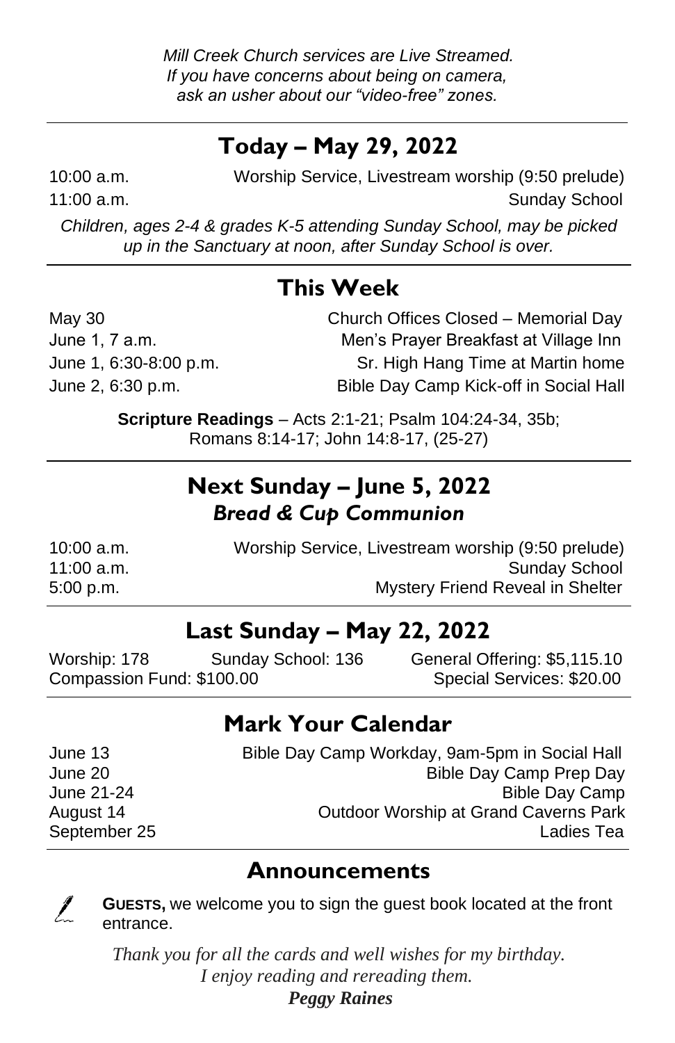*Mill Creek Church services are Live Streamed.*
*If you have concerns about being on camera,*
*ask an usher about our "video-free" zones.*

---

## Today – May 29, 2022

| | |
|---|---|
| 10:00 a.m. | Worship Service, Livestream worship (9:50 prelude) |
| 11:00 a.m. | Sunday School |

*Children, ages 2-4 & grades K-5 attending Sunday School, may be picked up in the Sanctuary at noon, after Sunday School is over.*

---

## This Week

| | |
|---|---|
| May 30 | Church Offices Closed – Memorial Day |
| June 1, 7 a.m. | Men's Prayer Breakfast at Village Inn |
| June 1, 6:30-8:00 p.m. | Sr. High Hang Time at Martin home |
| June 2, 6:30 p.m. | Bible Day Camp Kick-off in Social Hall |

**Scripture Readings** – Acts 2:1-21; Psalm 104:24-34, 35b; Romans 8:14-17; John 14:8-17, (25-27)

---

## Next Sunday – June 5, 2022
### *Bread & Cup Communion*

| | |
|---|---|
| 10:00 a.m. | Worship Service, Livestream worship (9:50 prelude) |
| 11:00 a.m. | Sunday School |
| 5:00 p.m. | Mystery Friend Reveal in Shelter |

---

## Last Sunday – May 22, 2022

Worship: 178 | Sunday School: 136 | General Offering: $5,115.10
Compassion Fund: $100.00 | Special Services: $20.00

---

## Mark Your Calendar

| | |
|---|---|
| June 13 | Bible Day Camp Workday, 9am-5pm in Social Hall |
| June 20 | Bible Day Camp Prep Day |
| June 21-24 | Bible Day Camp |
| August 14 | Outdoor Worship at Grand Caverns Park |
| September 25 | Ladies Tea |

---

## Announcements

**GUESTS,** we welcome you to sign the guest book located at the front entrance.

*Thank you for all the cards and well wishes for my birthday.*
*I enjoy reading and rereading them.*
***Peggy Raines***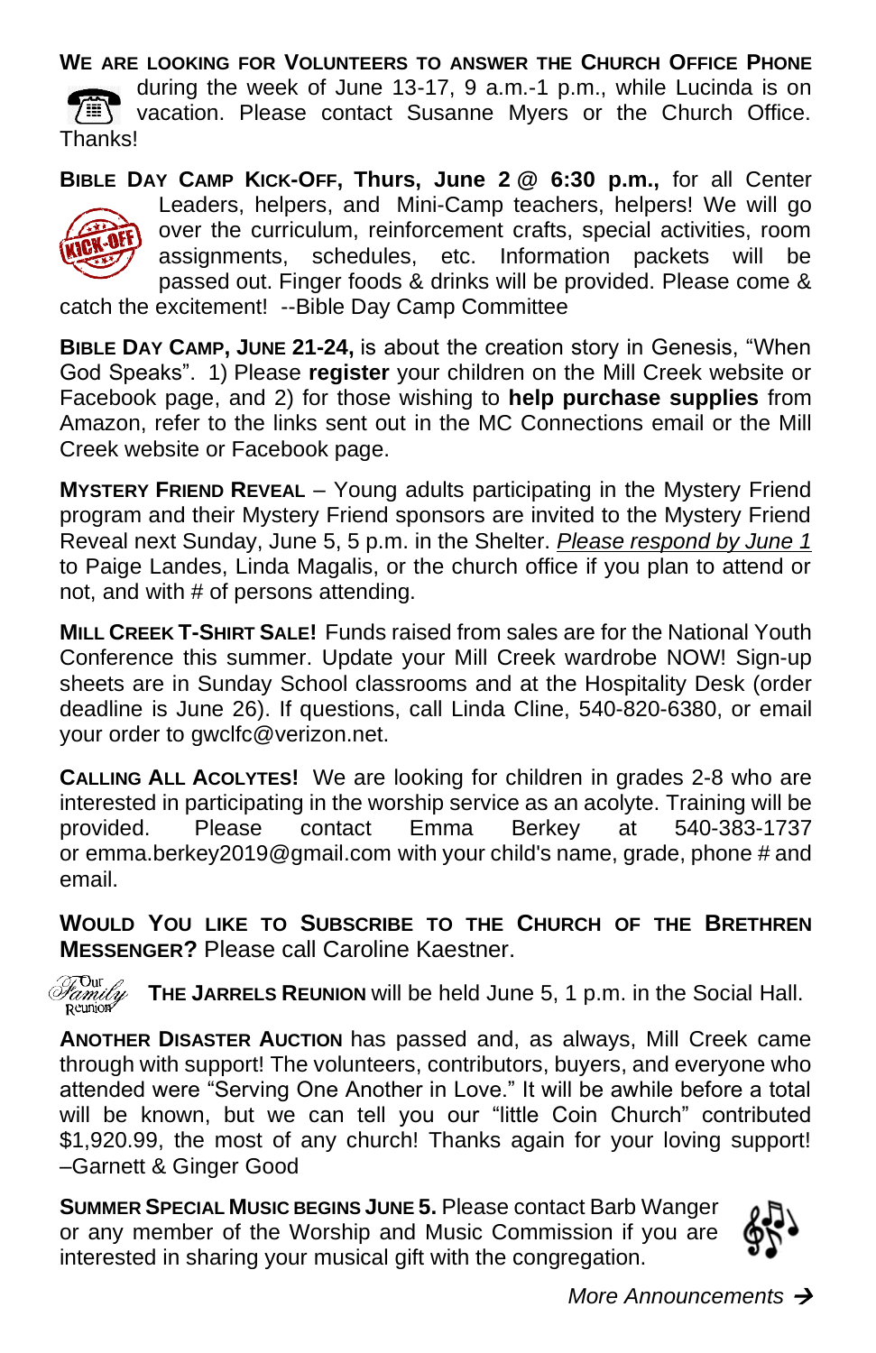**WE ARE LOOKING FOR VOLUNTEERS TO ANSWER THE CHURCH OFFICE PHONE** during the week of June 13-17, 9 a.m.-1 p.m., while Lucinda is on vacation. Please contact Susanne Myers or the Church Office. Thanks!

**BIBLE DAY CAMP KICK-OFF, Thurs, June 2 @ 6:30 p.m.,** for all Center Leaders, helpers, and Mini-Camp teachers, helpers! We will go over the curriculum, reinforcement crafts, special activities, room assignments, schedules, etc. Information packets will be passed out. Finger foods & drinks will be provided. Please come & catch the excitement! --Bible Day Camp Committee

**BIBLE DAY CAMP, JUNE 21-24,** is about the creation story in Genesis, "When God Speaks". 1) Please **register** your children on the Mill Creek website or Facebook page, and 2) for those wishing to **help purchase supplies** from Amazon, refer to the links sent out in the MC Connections email or the Mill Creek website or Facebook page.

**MYSTERY FRIEND REVEAL** – Young adults participating in the Mystery Friend program and their Mystery Friend sponsors are invited to the Mystery Friend Reveal next Sunday, June 5, 5 p.m. in the Shelter. *Please respond by June 1* to Paige Landes, Linda Magalis, or the church office if you plan to attend or not, and with # of persons attending.

**MILL CREEK T-SHIRT SALE!** Funds raised from sales are for the National Youth Conference this summer. Update your Mill Creek wardrobe NOW! Sign-up sheets are in Sunday School classrooms and at the Hospitality Desk (order deadline is June 26). If questions, call Linda Cline, 540-820-6380, or email your order to gwclfc@verizon.net.

**CALLING ALL ACOLYTES!** We are looking for children in grades 2-8 who are interested in participating in the worship service as an acolyte. Training will be provided. Please contact Emma Berkey at 540-383-1737 or emma.berkey2019@gmail.com with your child's name, grade, phone # and email.

**WOULD YOU LIKE TO SUBSCRIBE TO THE CHURCH OF THE BRETHREN MESSENGER?** Please call Caroline Kaestner.

**THE JARRELS REUNION** will be held June 5, 1 p.m. in the Social Hall.

**ANOTHER DISASTER AUCTION** has passed and, as always, Mill Creek came through with support! The volunteers, contributors, buyers, and everyone who attended were "Serving One Another in Love." It will be awhile before a total will be known, but we can tell you our "little Coin Church" contributed $1,920.99, the most of any church! Thanks again for your loving support! –Garnett & Ginger Good

**SUMMER SPECIAL MUSIC BEGINS JUNE 5.** Please contact Barb Wanger or any member of the Worship and Music Commission if you are interested in sharing your musical gift with the congregation.

*More Announcements* →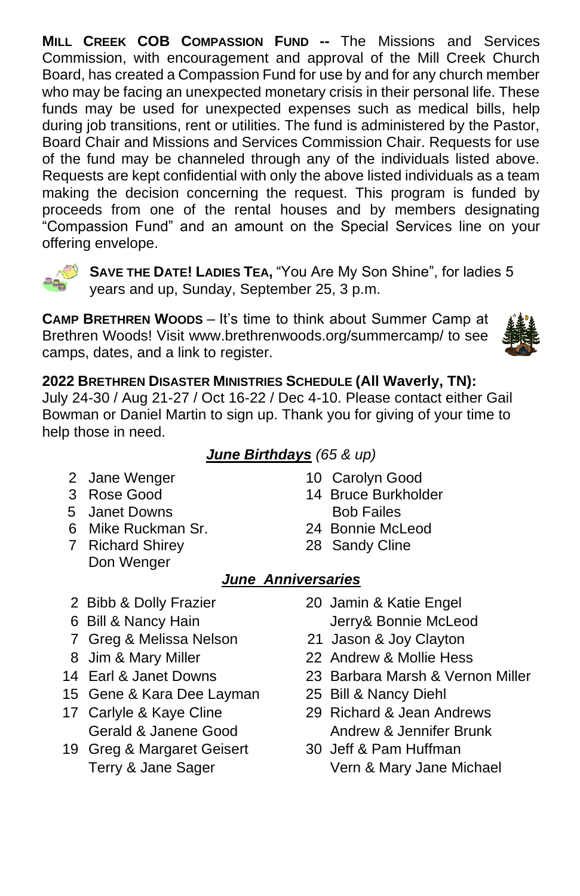**MILL CREEK COB COMPASSION FUND --** The Missions and Services Commission, with encouragement and approval of the Mill Creek Church Board, has created a Compassion Fund for use by and for any church member who may be facing an unexpected monetary crisis in their personal life. These funds may be used for unexpected expenses such as medical bills, help during job transitions, rent or utilities. The fund is administered by the Pastor, Board Chair and Missions and Services Commission Chair. Requests for use of the fund may be channeled through any of the individuals listed above. Requests are kept confidential with only the above listed individuals as a team making the decision concerning the request. This program is funded by proceeds from one of the rental houses and by members designating "Compassion Fund" and an amount on the Special Services line on your offering envelope.

**SAVE THE DATE! LADIES TEA,** "You Are My Son Shine", for ladies 5 years and up, Sunday, September 25, 3 p.m.

**CAMP BRETHREN WOODS** – It's time to think about Summer Camp at Brethren Woods! Visit www.brethrenwoods.org/summercamp/ to see camps, dates, and a link to register.

**2022 BRETHREN DISASTER MINISTRIES SCHEDULE (All Waverly, TN):**
July 24-30 / Aug 21-27 / Oct 16-22 / Dec 4-10. Please contact either Gail Bowman or Daniel Martin to sign up. Thank you for giving of your time to help those in need.

## ***June Birthdays*** *(65 & up)*

2 Jane Wenger
3 Rose Good
5 Janet Downs
6 Mike Ruckman Sr.
7 Richard Shirey
Don Wenger
10 Carolyn Good
14 Bruce Burkholder
Bob Failes
24 Bonnie McLeod
28 Sandy Cline

## ***June Anniversaries***

2 Bibb & Dolly Frazier
6 Bill & Nancy Hain
7 Greg & Melissa Nelson
8 Jim & Mary Miller
14 Earl & Janet Downs
15 Gene & Kara Dee Layman
17 Carlyle & Kaye Cline
Gerald & Janene Good
19 Greg & Margaret Geisert
Terry & Jane Sager
20 Jamin & Katie Engel
Jerry& Bonnie McLeod
21 Jason & Joy Clayton
22 Andrew & Mollie Hess
23 Barbara Marsh & Vernon Miller
25 Bill & Nancy Diehl
29 Richard & Jean Andrews
Andrew & Jennifer Brunk
30 Jeff & Pam Huffman
Vern & Mary Jane Michael